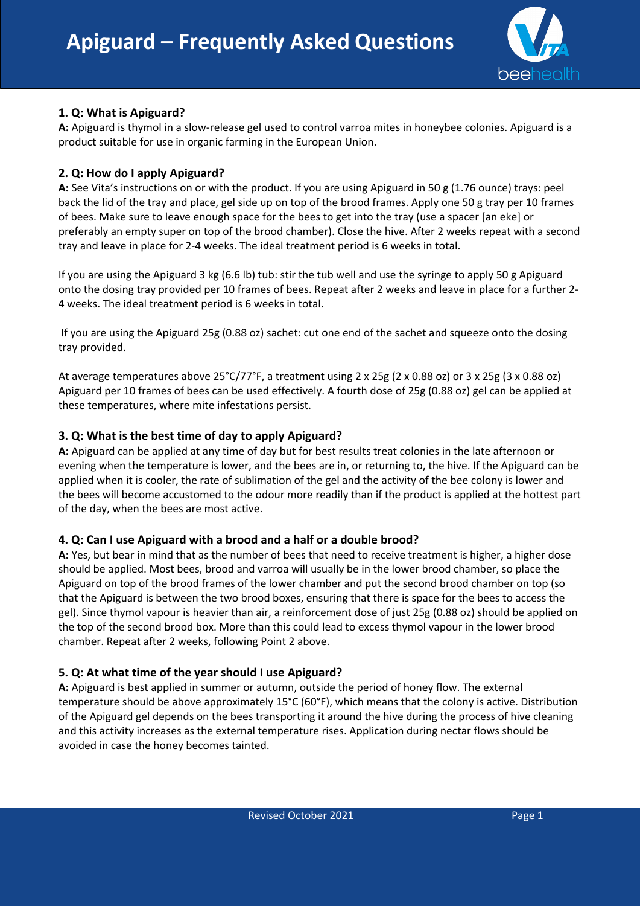# Apiguard – Frequently Asked Questions

### 1. Q: What is Apiguard?

**A:** Apiguard is thymol in a slow-release gel used to control varroa mites in honeybee colonies. Apiguard is a product suitable for use in organic farming in the European Union.

### 2. Q: How do I apply Apiguard?

**A:** See Vita's instructions on or with the product. If you are using Apiguard in 50 g (1.76 ounce) trays: peel back the lid of the tray and place, gel side up on top of the brood frames. Apply one 50 g tray per 10 frames of bees. Make sure to leave enough space for the bees to get into the tray (use a spacer [an eke] or preferably an empty super on top of the brood chamber). Close the hive. After 2 weeks repeat with a second tray and leave in place for 2-4 weeks. The ideal treatment period is 6 weeks in total.

If you are using the Apiguard 3 kg (6.6 lb) tub: stir the tub well and use the syringe to apply 50 g Apiguard onto the dosing tray provided per 10 frames of bees. Repeat after 2 weeks and leave in place for a further 2-4 weeks. The ideal treatment period is 6 weeks in total.

If you are using the Apiguard 25g (0.88 oz) sachet: cut one end of the sachet and squeeze onto the dosing tray provided.

At average temperatures above 25°C/77°F, a treatment using 2 x 25g (2 x 0.88 oz) or 3 x 25g (3 x 0.88 oz) Apiguard per 10 frames of bees can be used effectively. A fourth dose of 25g (0.88 oz) gel can be applied at these temperatures, where mite infestations persist.

### 3. Q: What is the best time of day to apply Apiguard?

**A:** Apiguard can be applied at any time of day but for best results treat colonies in the late afternoon or evening when the temperature is lower, and the bees are in, or returning to, the hive. If the Apiguard can be applied when it is cooler, the rate of sublimation of the gel and the activity of the bee colony is lower and the bees will become accustomed to the odour more readily than if the product is applied at the hottest part of the day, when the bees are most active.

### 4. Q: Can I use Apiguard with a brood and a half or a double brood?

**A:** Yes, but bear in mind that as the number of bees that need to receive treatment is higher, a higher dose should be applied. Most bees, brood and varroa will usually be in the lower brood chamber, so place the Apiguard on top of the brood frames of the lower chamber and put the second brood chamber on top (so that the Apiguard is between the two brood boxes, ensuring that there is space for the bees to access the gel). Since thymol vapour is heavier than air, a reinforcement dose of just 25g (0.88 oz) should be applied on the top of the second brood box. More than this could lead to excess thymol vapour in the lower brood chamber. Repeat after 2 weeks, following Point 2 above.

### 5. Q: At what time of the year should I use Apiguard?

**A:** Apiguard is best applied in summer or autumn, outside the period of honey flow. The external temperature should be above approximately 15°C (60°F), which means that the colony is active. Distribution of the Apiguard gel depends on the bees transporting it around the hive during the process of hive cleaning and this activity increases as the external temperature rises. Application during nectar flows should be avoided in case the honey becomes tainted.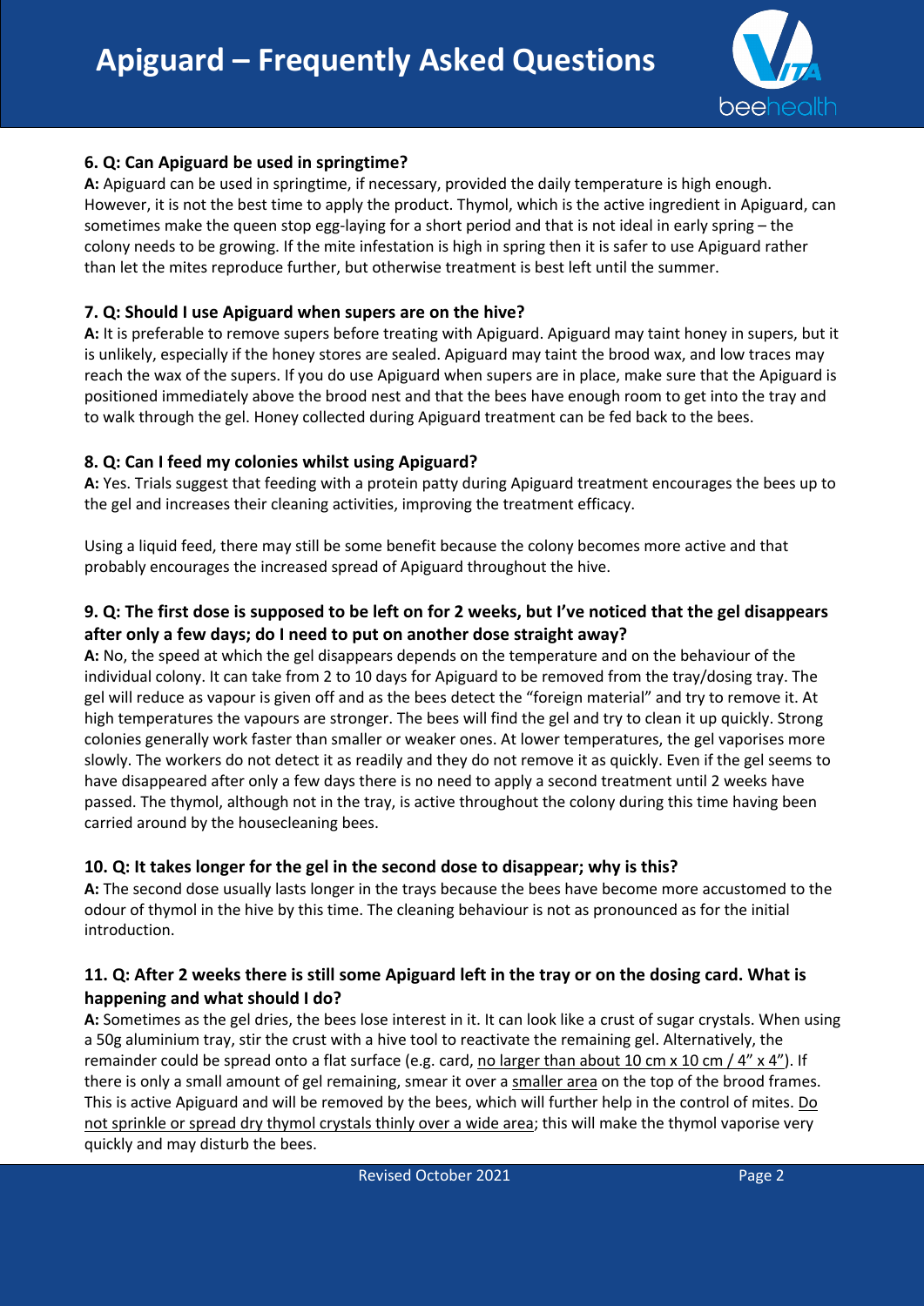#### 6. Q: Can Apiguard be used in springtime?

**A:** Apiguard can be used in springtime, if necessary, provided the daily temperature is high enough. However, it is not the best time to apply the product. Thymol, which is the active ingredient in Apiguard, can sometimes make the queen stop egg-laying for a short period and that is not ideal in early spring – the colony needs to be growing. If the mite infestation is high in spring then it is safer to use Apiguard rather than let the mites reproduce further, but otherwise treatment is best left until the summer.

#### 7. Q: Should I use Apiguard when supers are on the hive?

**A:** It is preferable to remove supers before treating with Apiguard. Apiguard may taint honey in supers, but it is unlikely, especially if the honey stores are sealed. Apiguard may taint the brood wax, and low traces may reach the wax of the supers. If you do use Apiguard when supers are in place, make sure that the Apiguard is positioned immediately above the brood nest and that the bees have enough room to get into the tray and to walk through the gel. Honey collected during Apiguard treatment can be fed back to the bees.

#### 8. Q: Can I feed my colonies whilst using Apiguard?

**A:** Yes. Trials suggest that feeding with a protein patty during Apiguard treatment encourages the bees up to the gel and increases their cleaning activities, improving the treatment efficacy.

Using a liquid feed, there may still be some benefit because the colony becomes more active and that probably encourages the increased spread of Apiguard throughout the hive.

#### 9. Q: The first dose is supposed to be left on for 2 weeks, but I've noticed that the gel disappears after only a few days; do I need to put on another dose straight away?

**A:** No, the speed at which the gel disappears depends on the temperature and on the behaviour of the individual colony. It can take from 2 to 10 days for Apiguard to be removed from the tray/dosing tray. The gel will reduce as vapour is given off and as the bees detect the "foreign material" and try to remove it. At high temperatures the vapours are stronger. The bees will find the gel and try to clean it up quickly. Strong colonies generally work faster than smaller or weaker ones. At lower temperatures, the gel vaporises more slowly. The workers do not detect it as readily and they do not remove it as quickly. Even if the gel seems to have disappeared after only a few days there is no need to apply a second treatment until 2 weeks have passed. The thymol, although not in the tray, is active throughout the colony during this time having been carried around by the housecleaning bees.

#### 10. Q: It takes longer for the gel in the second dose to disappear; why is this?

**A:** The second dose usually lasts longer in the trays because the bees have become more accustomed to the odour of thymol in the hive by this time. The cleaning behaviour is not as pronounced as for the initial introduction.

#### 11. Q: After 2 weeks there is still some Apiguard left in the tray or on the dosing card. What is happening and what should I do?

**A:** Sometimes as the gel dries, the bees lose interest in it. It can look like a crust of sugar crystals. When using a 50g aluminium tray, stir the crust with a hive tool to reactivate the remaining gel. Alternatively, the remainder could be spread onto a flat surface (e.g. card, no larger than about 10 cm x 10 cm / 4" x 4"). If there is only a small amount of gel remaining, smear it over a smaller area on the top of the brood frames. This is active Apiguard and will be removed by the bees, which will further help in the control of mites. Do not sprinkle or spread dry thymol crystals thinly over a wide area; this will make the thymol vaporise very quickly and may disturb the bees.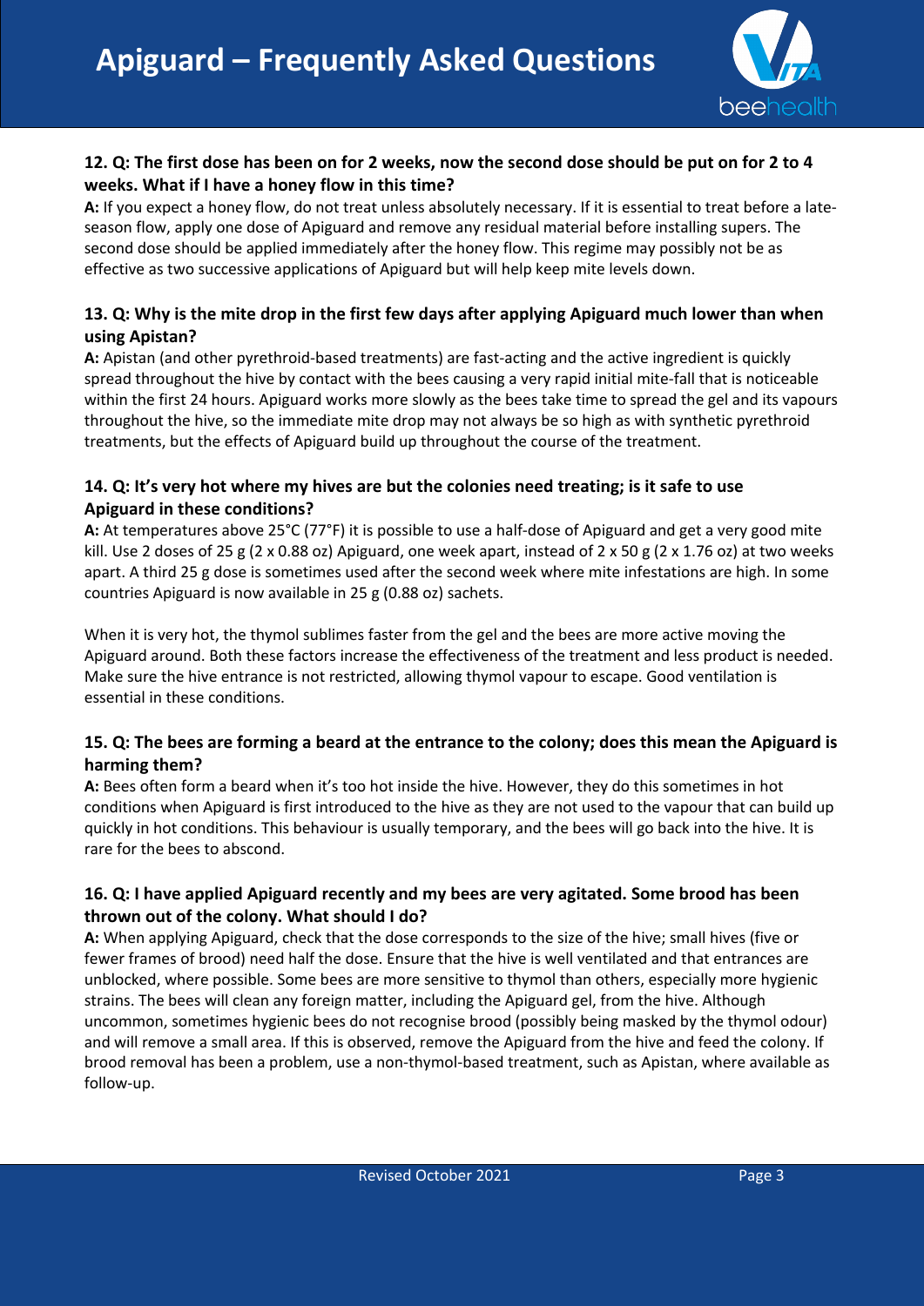**12. Q: The first dose has been on for 2 weeks, now the second dose should be put on for 2 to 4 weeks. What if I have a honey flow in this time?**

**A:** If you expect a honey flow, do not treat unless absolutely necessary. If it is essential to treat before a late-season flow, apply one dose of Apiguard and remove any residual material before installing supers. The second dose should be applied immediately after the honey flow. This regime may possibly not be as effective as two successive applications of Apiguard but will help keep mite levels down.

**13. Q: Why is the mite drop in the first few days after applying Apiguard much lower than when using Apistan?**

**A:** Apistan (and other pyrethroid-based treatments) are fast-acting and the active ingredient is quickly spread throughout the hive by contact with the bees causing a very rapid initial mite-fall that is noticeable within the first 24 hours. Apiguard works more slowly as the bees take time to spread the gel and its vapours throughout the hive, so the immediate mite drop may not always be so high as with synthetic pyrethroid treatments, but the effects of Apiguard build up throughout the course of the treatment.

**14. Q: It's very hot where my hives are but the colonies need treating; is it safe to use Apiguard in these conditions?**

**A:** At temperatures above 25°C (77°F) it is possible to use a half-dose of Apiguard and get a very good mite kill. Use 2 doses of 25 g (2 x 0.88 oz) Apiguard, one week apart, instead of 2 x 50 g (2 x 1.76 oz) at two weeks apart. A third 25 g dose is sometimes used after the second week where mite infestations are high. In some countries Apiguard is now available in 25 g (0.88 oz) sachets.

When it is very hot, the thymol sublimes faster from the gel and the bees are more active moving the Apiguard around. Both these factors increase the effectiveness of the treatment and less product is needed. Make sure the hive entrance is not restricted, allowing thymol vapour to escape. Good ventilation is essential in these conditions.

**15. Q: The bees are forming a beard at the entrance to the colony; does this mean the Apiguard is harming them?**

**A:** Bees often form a beard when it's too hot inside the hive. However, they do this sometimes in hot conditions when Apiguard is first introduced to the hive as they are not used to the vapour that can build up quickly in hot conditions. This behaviour is usually temporary, and the bees will go back into the hive. It is rare for the bees to abscond.

**16. Q: I have applied Apiguard recently and my bees are very agitated. Some brood has been thrown out of the colony. What should I do?**

**A:** When applying Apiguard, check that the dose corresponds to the size of the hive; small hives (five or fewer frames of brood) need half the dose. Ensure that the hive is well ventilated and that entrances are unblocked, where possible. Some bees are more sensitive to thymol than others, especially more hygienic strains. The bees will clean any foreign matter, including the Apiguard gel, from the hive. Although uncommon, sometimes hygienic bees do not recognise brood (possibly being masked by the thymol odour) and will remove a small area. If this is observed, remove the Apiguard from the hive and feed the colony. If brood removal has been a problem, use a non-thymol-based treatment, such as Apistan, where available as follow-up.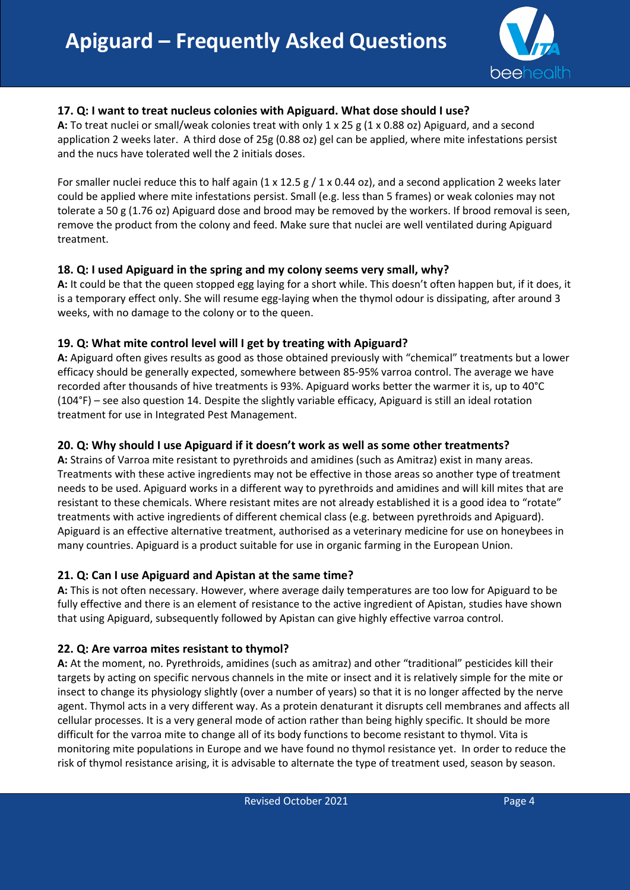**17. Q: I want to treat nucleus colonies with Apiguard. What dose should I use?**

**A:** To treat nuclei or small/weak colonies treat with only 1 x 25 g (1 x 0.88 oz) Apiguard, and a second application 2 weeks later. A third dose of 25g (0.88 oz) gel can be applied, where mite infestations persist and the nucs have tolerated well the 2 initials doses.

For smaller nuclei reduce this to half again (1 x 12.5 g / 1 x 0.44 oz), and a second application 2 weeks later could be applied where mite infestations persist. Small (e.g. less than 5 frames) or weak colonies may not tolerate a 50 g (1.76 oz) Apiguard dose and brood may be removed by the workers. If brood removal is seen, remove the product from the colony and feed. Make sure that nuclei are well ventilated during Apiguard treatment.

**18. Q: I used Apiguard in the spring and my colony seems very small, why?**

**A:** It could be that the queen stopped egg laying for a short while. This doesn't often happen but, if it does, it is a temporary effect only. She will resume egg-laying when the thymol odour is dissipating, after around 3 weeks, with no damage to the colony or to the queen.

**19. Q: What mite control level will I get by treating with Apiguard?**

**A:** Apiguard often gives results as good as those obtained previously with "chemical" treatments but a lower efficacy should be generally expected, somewhere between 85-95% varroa control. The average we have recorded after thousands of hive treatments is 93%. Apiguard works better the warmer it is, up to 40°C (104°F) – see also question 14. Despite the slightly variable efficacy, Apiguard is still an ideal rotation treatment for use in Integrated Pest Management.

**20. Q: Why should I use Apiguard if it doesn't work as well as some other treatments?**

**A:** Strains of Varroa mite resistant to pyrethroids and amidines (such as Amitraz) exist in many areas. Treatments with these active ingredients may not be effective in those areas so another type of treatment needs to be used. Apiguard works in a different way to pyrethroids and amidines and will kill mites that are resistant to these chemicals. Where resistant mites are not already established it is a good idea to "rotate" treatments with active ingredients of different chemical class (e.g. between pyrethroids and Apiguard). Apiguard is an effective alternative treatment, authorised as a veterinary medicine for use on honeybees in many countries. Apiguard is a product suitable for use in organic farming in the European Union.

**21. Q: Can I use Apiguard and Apistan at the same time?**

**A:** This is not often necessary. However, where average daily temperatures are too low for Apiguard to be fully effective and there is an element of resistance to the active ingredient of Apistan, studies have shown that using Apiguard, subsequently followed by Apistan can give highly effective varroa control.

**22. Q: Are varroa mites resistant to thymol?**

**A:** At the moment, no. Pyrethroids, amidines (such as amitraz) and other "traditional" pesticides kill their targets by acting on specific nervous channels in the mite or insect and it is relatively simple for the mite or insect to change its physiology slightly (over a number of years) so that it is no longer affected by the nerve agent. Thymol acts in a very different way. As a protein denaturant it disrupts cell membranes and affects all cellular processes. It is a very general mode of action rather than being highly specific. It should be more difficult for the varroa mite to change all of its body functions to become resistant to thymol. Vita is monitoring mite populations in Europe and we have found no thymol resistance yet. In order to reduce the risk of thymol resistance arising, it is advisable to alternate the type of treatment used, season by season.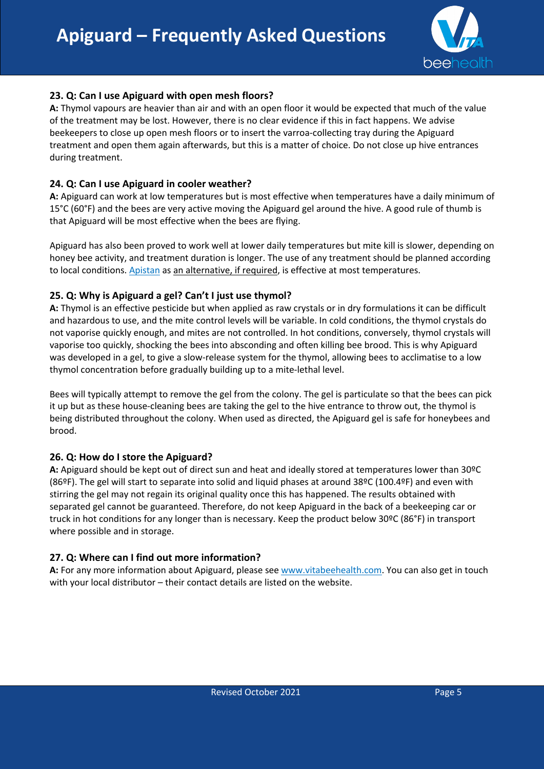### 23. Q: Can I use Apiguard with open mesh floors?

**A:** Thymol vapours are heavier than air and with an open floor it would be expected that much of the value of the treatment may be lost. However, there is no clear evidence if this in fact happens. We advise beekeepers to close up open mesh floors or to insert the varroa-collecting tray during the Apiguard treatment and open them again afterwards, but this is a matter of choice. Do not close up hive entrances during treatment.

### 24. Q: Can I use Apiguard in cooler weather?

**A:** Apiguard can work at low temperatures but is most effective when temperatures have a daily minimum of 15°C (60°F) and the bees are very active moving the Apiguard gel around the hive. A good rule of thumb is that Apiguard will be most effective when the bees are flying.

Apiguard has also been proved to work well at lower daily temperatures but mite kill is slower, depending on honey bee activity, and treatment duration is longer. The use of any treatment should be planned according to local conditions. [Apistan](#) as an alternative, if required, is effective at most temperatures.

### 25. Q: Why is Apiguard a gel? Can't I just use thymol?

**A:** Thymol is an effective pesticide but when applied as raw crystals or in dry formulations it can be difficult and hazardous to use, and the mite control levels will be variable. In cold conditions, the thymol crystals do not vaporise quickly enough, and mites are not controlled. In hot conditions, conversely, thymol crystals will vaporise too quickly, shocking the bees into absconding and often killing bee brood. This is why Apiguard was developed in a gel, to give a slow-release system for the thymol, allowing bees to acclimatise to a low thymol concentration before gradually building up to a mite-lethal level.

Bees will typically attempt to remove the gel from the colony. The gel is particulate so that the bees can pick it up but as these house-cleaning bees are taking the gel to the hive entrance to throw out, the thymol is being distributed throughout the colony. When used as directed, the Apiguard gel is safe for honeybees and brood.

### 26. Q: How do I store the Apiguard?

**A:** Apiguard should be kept out of direct sun and heat and ideally stored at temperatures lower than 30ºC (86ºF). The gel will start to separate into solid and liquid phases at around 38ºC (100.4ºF) and even with stirring the gel may not regain its original quality once this has happened. The results obtained with separated gel cannot be guaranteed. Therefore, do not keep Apiguard in the back of a beekeeping car or truck in hot conditions for any longer than is necessary. Keep the product below 30ºC (86˚F) in transport where possible and in storage.

### 27. Q: Where can I find out more information?

**A:** For any more information about Apiguard, please see www.vitabeehealth.com. You can also get in touch with your local distributor – their contact details are listed on the website.